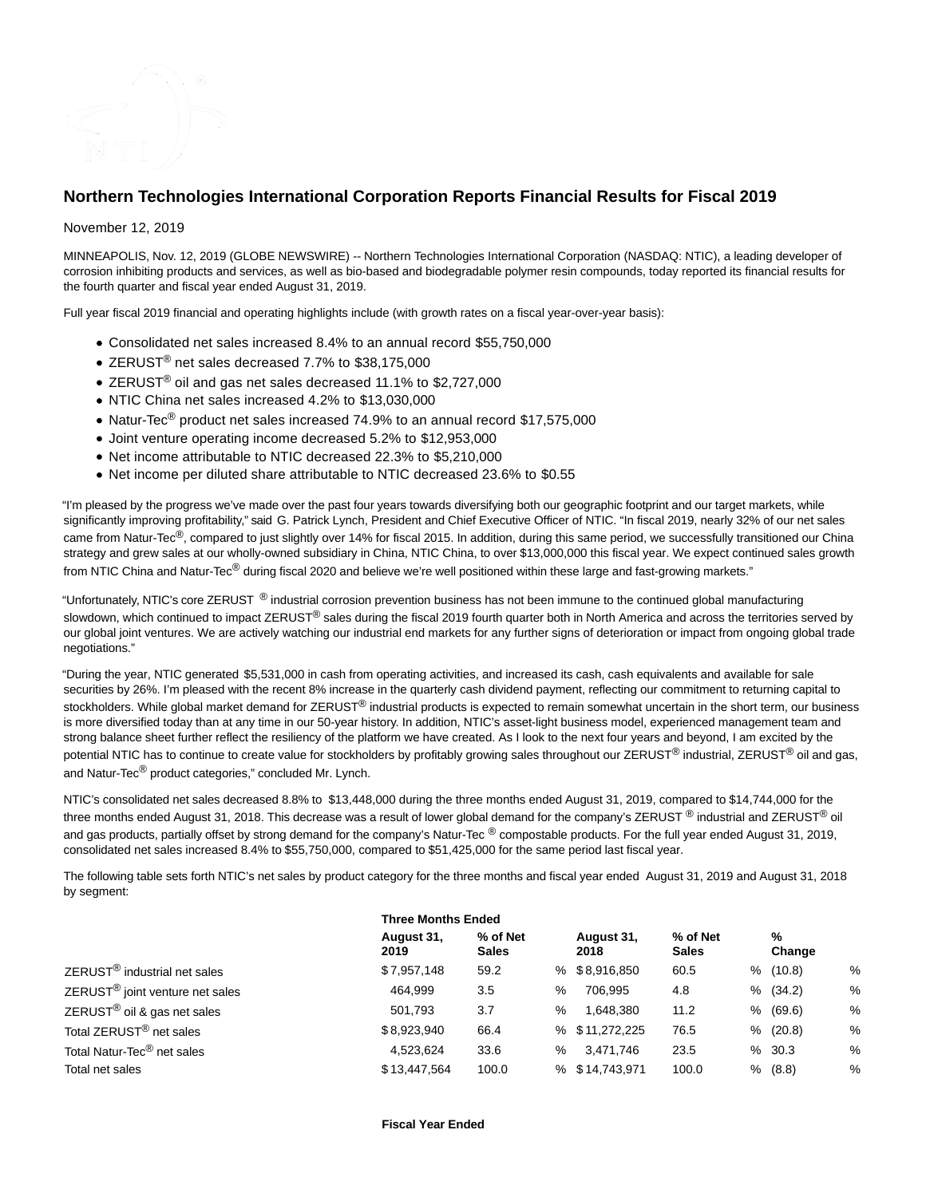# Northern Technologies International Corporation Reports Financial Results for Fiscal 2019

November 12, 2019

MINNEAPOLIS, Nov. 12, 2019 (GLOBE NEWSWIRE) -- Northern Technologies International Corporation (NASDAQ: NTIC), a leading developer of corrosion inhibiting products and services, as well as bio-based and biodegradable polymer resin compounds, today reported its financial results for the fourth quarter and fiscal year ended August 31, 2019.

Full year fiscal 2019 financial and operating highlights include (with growth rates on a fiscal year-over-year basis):

- Consolidated net sales increased 8.4% to an annual record $55,750,000
- ZERUST® net sales decreased 7.7% to $38,175,000
- ZERUST® oil and gas net sales decreased 11.1% to $2,727,000
- NTIC China net sales increased 4.2% to $13,030,000
- Natur-Tec® product net sales increased 74.9% to an annual record $17,575,000
- Joint venture operating income decreased 5.2% to $12,953,000
- Net income attributable to NTIC decreased 22.3% to $5,210,000
- Net income per diluted share attributable to NTIC decreased 23.6% to $0.55

"I'm pleased by the progress we've made over the past four years towards diversifying both our geographic footprint and our target markets, while significantly improving profitability," said G. Patrick Lynch, President and Chief Executive Officer of NTIC. "In fiscal 2019, nearly 32% of our net sales came from Natur-Tec®, compared to just slightly over 14% for fiscal 2015. In addition, during this same period, we successfully transitioned our China strategy and grew sales at our wholly-owned subsidiary in China, NTIC China, to over $13,000,000 this fiscal year. We expect continued sales growth from NTIC China and Natur-Tec® during fiscal 2020 and believe we're well positioned within these large and fast-growing markets."

"Unfortunately, NTIC's core ZERUST ® industrial corrosion prevention business has not been immune to the continued global manufacturing slowdown, which continued to impact ZERUST® sales during the fiscal 2019 fourth quarter both in North America and across the territories served by our global joint ventures. We are actively watching our industrial end markets for any further signs of deterioration or impact from ongoing global trade negotiations."

"During the year, NTIC generated $5,531,000 in cash from operating activities, and increased its cash, cash equivalents and available for sale securities by 26%. I'm pleased with the recent 8% increase in the quarterly cash dividend payment, reflecting our commitment to returning capital to stockholders. While global market demand for ZERUST® industrial products is expected to remain somewhat uncertain in the short term, our business is more diversified today than at any time in our 50-year history. In addition, NTIC's asset-light business model, experienced management team and strong balance sheet further reflect the resiliency of the platform we have created. As I look to the next four years and beyond, I am excited by the potential NTIC has to continue to create value for stockholders by profitably growing sales throughout our ZERUST® industrial, ZERUST® oil and gas, and Natur-Tec® product categories," concluded Mr. Lynch.

NTIC's consolidated net sales decreased 8.8% to $13,448,000 during the three months ended August 31, 2019, compared to $14,744,000 for the three months ended August 31, 2018. This decrease was a result of lower global demand for the company's ZERUST ® industrial and ZERUST® oil and gas products, partially offset by strong demand for the company's Natur-Tec ® compostable products. For the full year ended August 31, 2019, consolidated net sales increased 8.4% to $55,750,000, compared to $51,425,000 for the same period last fiscal year.

The following table sets forth NTIC's net sales by product category for the three months and fiscal year ended August 31, 2019 and August 31, 2018 by segment:

| | Three Months Ended | | | | | | | |
|---|---|---|---|---|---|---|---|---|
| | August 31, 2019 | % of Net Sales | | August 31, 2018 | % of Net Sales | | % Change | |
| ZERUST® industrial net sales | $ 7,957,148 | 59.2 | % | $ 8,916,850 | 60.5 | % | (10.8) | % |
| ZERUST® joint venture net sales | 464,999 | 3.5 | % | 706,995 | 4.8 | % | (34.2) | % |
| ZERUST® oil & gas net sales | 501,793 | 3.7 | % | 1,648,380 | 11.2 | % | (69.6) | % |
| Total ZERUST® net sales | $ 8,923,940 | 66.4 | % | $ 11,272,225 | 76.5 | % | (20.8) | % |
| Total Natur-Tec® net sales | 4,523,624 | 33.6 | % | 3,471,746 | 23.5 | % | 30.3 | % |
| Total net sales | $ 13,447,564 | 100.0 | % | $ 14,743,971 | 100.0 | % | (8.8) | % |

**Fiscal Year Ended**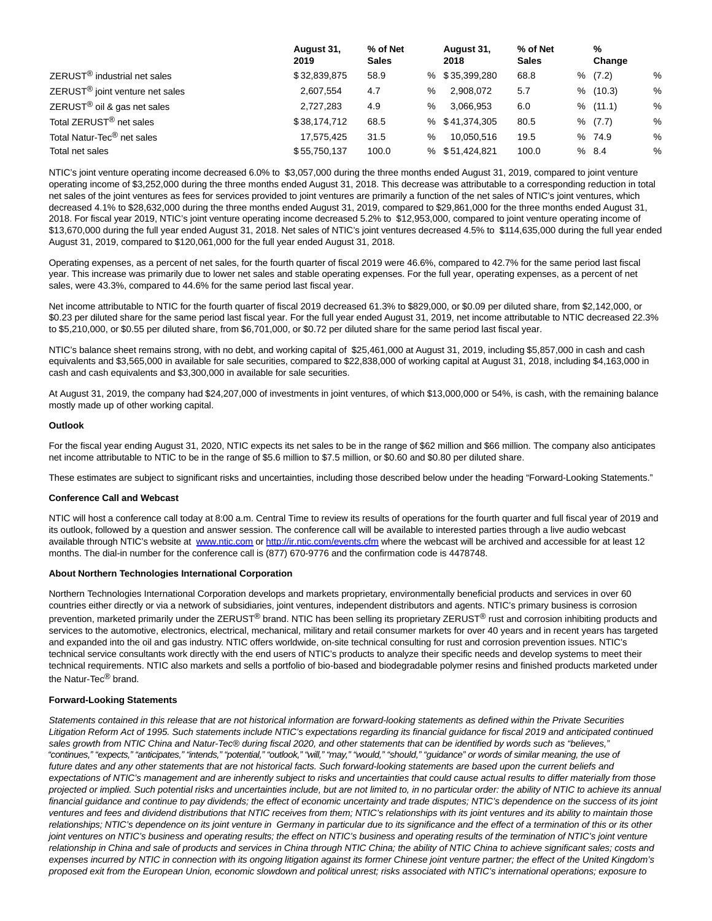| | August 31, 2019 | % of Net Sales | August 31, 2018 | % of Net Sales | % Change |
|---|---|---|---|---|---|
| ZERUST® industrial net sales | $32,839,875 | 58.9 % | $35,399,280 | 68.8 % | (7.2) % |
| ZERUST® joint venture net sales | 2,607,554 | 4.7 % | 2,908,072 | 5.7 % | (10.3) % |
| ZERUST® oil & gas net sales | 2,727,283 | 4.9 % | 3,066,953 | 6.0 % | (11.1) % |
| Total ZERUST® net sales | $38,174,712 | 68.5 % | $41,374,305 | 80.5 % | (7.7) % |
| Total Natur-Tec® net sales | 17,575,425 | 31.5 % | 10,050,516 | 19.5 % | 74.9 % |
| Total net sales | $55,750,137 | 100.0 % | $51,424,821 | 100.0 % | 8.4 % |

NTIC's joint venture operating income decreased 6.0% to $3,057,000 during the three months ended August 31, 2019, compared to joint venture operating income of $3,252,000 during the three months ended August 31, 2018. This decrease was attributable to a corresponding reduction in total net sales of the joint ventures as fees for services provided to joint ventures are primarily a function of the net sales of NTIC's joint ventures, which decreased 4.1% to $28,632,000 during the three months ended August 31, 2019, compared to $29,861,000 for the three months ended August 31, 2018. For fiscal year 2019, NTIC's joint venture operating income decreased 5.2% to $12,953,000, compared to joint venture operating income of $13,670,000 during the full year ended August 31, 2018. Net sales of NTIC's joint ventures decreased 4.5% to $114,635,000 during the full year ended August 31, 2019, compared to $120,061,000 for the full year ended August 31, 2018.

Operating expenses, as a percent of net sales, for the fourth quarter of fiscal 2019 were 46.6%, compared to 42.7% for the same period last fiscal year. This increase was primarily due to lower net sales and stable operating expenses. For the full year, operating expenses, as a percent of net sales, were 43.3%, compared to 44.6% for the same period last fiscal year.

Net income attributable to NTIC for the fourth quarter of fiscal 2019 decreased 61.3% to $829,000, or $0.09 per diluted share, from $2,142,000, or $0.23 per diluted share for the same period last fiscal year. For the full year ended August 31, 2019, net income attributable to NTIC decreased 22.3% to $5,210,000, or $0.55 per diluted share, from $6,701,000, or $0.72 per diluted share for the same period last fiscal year.

NTIC's balance sheet remains strong, with no debt, and working capital of $25,461,000 at August 31, 2019, including $5,857,000 in cash and cash equivalents and $3,565,000 in available for sale securities, compared to $22,838,000 of working capital at August 31, 2018, including $4,163,000 in cash and cash equivalents and $3,300,000 in available for sale securities.

At August 31, 2019, the company had $24,207,000 of investments in joint ventures, of which $13,000,000 or 54%, is cash, with the remaining balance mostly made up of other working capital.

**Outlook**

For the fiscal year ending August 31, 2020, NTIC expects its net sales to be in the range of $62 million and $66 million. The company also anticipates net income attributable to NTIC to be in the range of $5.6 million to $7.5 million, or $0.60 and $0.80 per diluted share.

These estimates are subject to significant risks and uncertainties, including those described below under the heading "Forward-Looking Statements."

**Conference Call and Webcast**

NTIC will host a conference call today at 8:00 a.m. Central Time to review its results of operations for the fourth quarter and full fiscal year of 2019 and its outlook, followed by a question and answer session. The conference call will be available to interested parties through a live audio webcast available through NTIC's website at [www.ntic.com](www.ntic.com) or [http://ir.ntic.com/events.cfm](http://ir.ntic.com/events.cfm) where the webcast will be archived and accessible for at least 12 months. The dial-in number for the conference call is (877) 670-9776 and the confirmation code is 4478748.

**About Northern Technologies International Corporation**

Northern Technologies International Corporation develops and markets proprietary, environmentally beneficial products and services in over 60 countries either directly or via a network of subsidiaries, joint ventures, independent distributors and agents. NTIC's primary business is corrosion prevention, marketed primarily under the ZERUST® brand. NTIC has been selling its proprietary ZERUST® rust and corrosion inhibiting products and services to the automotive, electronics, electrical, mechanical, military and retail consumer markets for over 40 years and in recent years has targeted and expanded into the oil and gas industry. NTIC offers worldwide, on-site technical consulting for rust and corrosion prevention issues. NTIC's technical service consultants work directly with the end users of NTIC's products to analyze their specific needs and develop systems to meet their technical requirements. NTIC also markets and sells a portfolio of bio-based and biodegradable polymer resins and finished products marketed under the Natur-Tec® brand.

**Forward-Looking Statements**

*Statements contained in this release that are not historical information are forward-looking statements as defined within the Private Securities Litigation Reform Act of 1995. Such statements include NTIC's expectations regarding its financial guidance for fiscal 2019 and anticipated continued sales growth from NTIC China and Natur-Tec® during fiscal 2020, and other statements that can be identified by words such as "believes," "continues," "expects," "anticipates," "intends," "potential," "outlook," "will," "may," "would," "should," "guidance" or words of similar meaning, the use of future dates and any other statements that are not historical facts. Such forward-looking statements are based upon the current beliefs and expectations of NTIC's management and are inherently subject to risks and uncertainties that could cause actual results to differ materially from those projected or implied. Such potential risks and uncertainties include, but are not limited to, in no particular order: the ability of NTIC to achieve its annual financial guidance and continue to pay dividends; the effect of economic uncertainty and trade disputes; NTIC's dependence on the success of its joint ventures and fees and dividend distributions that NTIC receives from them; NTIC's relationships with its joint ventures and its ability to maintain those relationships; NTIC's dependence on its joint venture in Germany in particular due to its significance and the effect of a termination of this or its other joint ventures on NTIC's business and operating results; the effect on NTIC's business and operating results of the termination of NTIC's joint venture relationship in China and sale of products and services in China through NTIC China; the ability of NTIC China to achieve significant sales; costs and expenses incurred by NTIC in connection with its ongoing litigation against its former Chinese joint venture partner; the effect of the United Kingdom's proposed exit from the European Union, economic slowdown and political unrest; risks associated with NTIC's international operations; exposure to*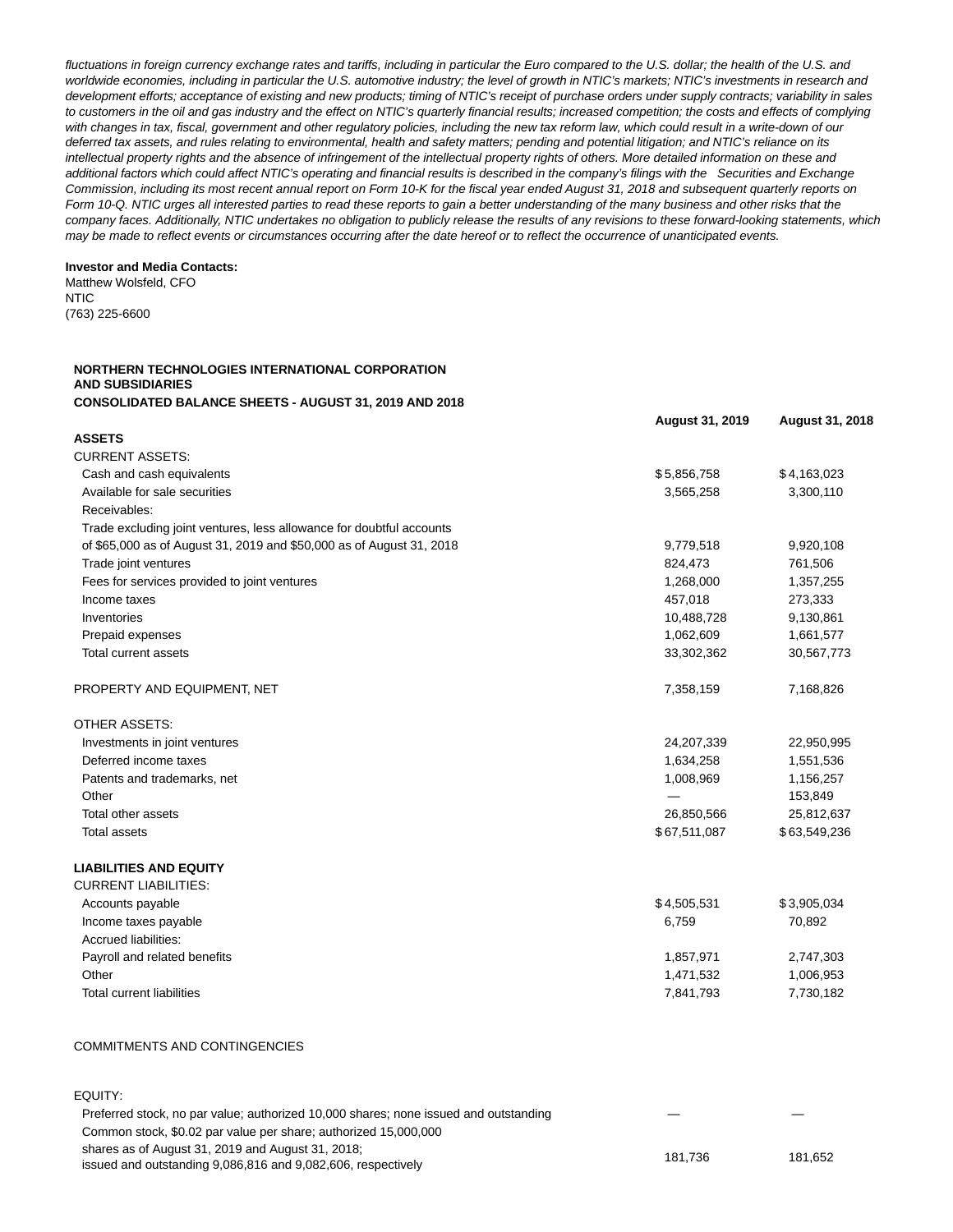*fluctuations in foreign currency exchange rates and tariffs, including in particular the Euro compared to the U.S. dollar; the health of the U.S. and worldwide economies, including in particular the U.S. automotive industry; the level of growth in NTIC's markets; NTIC's investments in research and development efforts; acceptance of existing and new products; timing of NTIC's receipt of purchase orders under supply contracts; variability in sales to customers in the oil and gas industry and the effect on NTIC's quarterly financial results; increased competition; the costs and effects of complying with changes in tax, fiscal, government and other regulatory policies, including the new tax reform law, which could result in a write-down of our deferred tax assets, and rules relating to environmental, health and safety matters; pending and potential litigation; and NTIC's reliance on its intellectual property rights and the absence of infringement of the intellectual property rights of others. More detailed information on these and additional factors which could affect NTIC's operating and financial results is described in the company's filings with the Securities and Exchange Commission, including its most recent annual report on Form 10-K for the fiscal year ended August 31, 2018 and subsequent quarterly reports on Form 10-Q. NTIC urges all interested parties to read these reports to gain a better understanding of the many business and other risks that the company faces. Additionally, NTIC undertakes no obligation to publicly release the results of any revisions to these forward-looking statements, which may be made to reflect events or circumstances occurring after the date hereof or to reflect the occurrence of unanticipated events.*

**Investor and Media Contacts:**
Matthew Wolsfeld, CFO
NTIC
(763) 225-6600

**NORTHERN TECHNOLOGIES INTERNATIONAL CORPORATION AND SUBSIDIARIES**
**CONSOLIDATED BALANCE SHEETS - AUGUST 31, 2019 AND 2018**

| | **August 31, 2019** | **August 31, 2018** |
|---|---|---|
| **ASSETS** | | |
| CURRENT ASSETS: | | |
| Cash and cash equivalents | $5,856,758 | $4,163,023 |
| Available for sale securities | 3,565,258 | 3,300,110 |
| Receivables: | | |
| Trade excluding joint ventures, less allowance for doubtful accounts of $65,000 as of August 31, 2019 and $50,000 as of August 31, 2018 | 9,779,518 | 9,920,108 |
| Trade joint ventures | 824,473 | 761,506 |
| Fees for services provided to joint ventures | 1,268,000 | 1,357,255 |
| Income taxes | 457,018 | 273,333 |
| Inventories | 10,488,728 | 9,130,861 |
| Prepaid expenses | 1,062,609 | 1,661,577 |
| Total current assets | 33,302,362 | 30,567,773 |
| | | |
| PROPERTY AND EQUIPMENT, NET | 7,358,159 | 7,168,826 |
| | | |
| OTHER ASSETS: | | |
| Investments in joint ventures | 24,207,339 | 22,950,995 |
| Deferred income taxes | 1,634,258 | 1,551,536 |
| Patents and trademarks, net | 1,008,969 | 1,156,257 |
| Other | — | 153,849 |
| Total other assets | 26,850,566 | 25,812,637 |
| Total assets | $67,511,087 | $63,549,236 |
| | | |
| **LIABILITIES AND EQUITY** | | |
| CURRENT LIABILITIES: | | |
| Accounts payable | $4,505,531 | $3,905,034 |
| Income taxes payable | 6,759 | 70,892 |
| Accrued liabilities: | | |
| Payroll and related benefits | 1,857,971 | 2,747,303 |
| Other | 1,471,532 | 1,006,953 |
| Total current liabilities | 7,841,793 | 7,730,182 |
| | | |
| COMMITMENTS AND CONTINGENCIES | | |
| | | |
| EQUITY: | | |
| Preferred stock, no par value; authorized 10,000 shares; none issued and outstanding | — | — |
| Common stock, $0.02 par value per share; authorized 15,000,000 shares as of August 31, 2019 and August 31, 2018; issued and outstanding 9,086,816 and 9,082,606, respectively | 181,736 | 181,652 |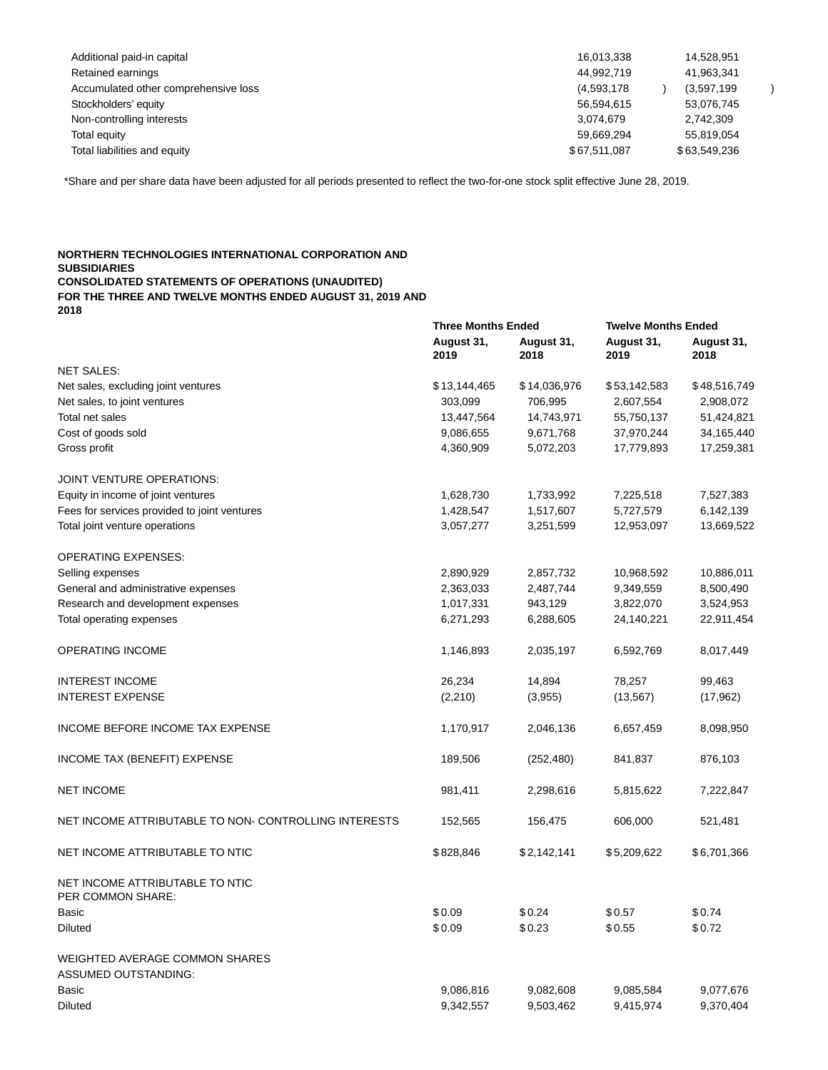| | | |
|---|---|---|
| Additional paid-in capital | 16,013,338 | 14,528,951 |
| Retained earnings | 44,992,719 | 41,963,341 |
| Accumulated other comprehensive loss | (4,593,178) | (3,597,199) |
| Stockholders' equity | 56,594,615 | 53,076,745 |
| Non-controlling interests | 3,074,679 | 2,742,309 |
| Total equity | 59,669,294 | 55,819,054 |
| Total liabilities and equity | $67,511,087 | $63,549,236 |

*Share and per share data have been adjusted for all periods presented to reflect the two-for-one stock split effective June 28, 2019.

**NORTHERN TECHNOLOGIES INTERNATIONAL CORPORATION AND SUBSIDIARIES**
**CONSOLIDATED STATEMENTS OF OPERATIONS (UNAUDITED)**
**FOR THE THREE AND TWELVE MONTHS ENDED AUGUST 31, 2019 AND 2018**

| | **Three Months Ended** | | **Twelve Months Ended** | |
|---|---|---|---|---|
| | **August 31, 2019** | **August 31, 2018** | **August 31, 2019** | **August 31, 2018** |
| NET SALES: | | | | |
| Net sales, excluding joint ventures | $13,144,465 | $14,036,976 | $53,142,583 | $48,516,749 |
| Net sales, to joint ventures | 303,099 | 706,995 | 2,607,554 | 2,908,072 |
| Total net sales | 13,447,564 | 14,743,971 | 55,750,137 | 51,424,821 |
| Cost of goods sold | 9,086,655 | 9,671,768 | 37,970,244 | 34,165,440 |
| Gross profit | 4,360,909 | 5,072,203 | 17,779,893 | 17,259,381 |
| | | | | |
| JOINT VENTURE OPERATIONS: | | | | |
| Equity in income of joint ventures | 1,628,730 | 1,733,992 | 7,225,518 | 7,527,383 |
| Fees for services provided to joint ventures | 1,428,547 | 1,517,607 | 5,727,579 | 6,142,139 |
| Total joint venture operations | 3,057,277 | 3,251,599 | 12,953,097 | 13,669,522 |
| | | | | |
| OPERATING EXPENSES: | | | | |
| Selling expenses | 2,890,929 | 2,857,732 | 10,968,592 | 10,886,011 |
| General and administrative expenses | 2,363,033 | 2,487,744 | 9,349,559 | 8,500,490 |
| Research and development expenses | 1,017,331 | 943,129 | 3,822,070 | 3,524,953 |
| Total operating expenses | 6,271,293 | 6,288,605 | 24,140,221 | 22,911,454 |
| | | | | |
| OPERATING INCOME | 1,146,893 | 2,035,197 | 6,592,769 | 8,017,449 |
| | | | | |
| INTEREST INCOME | 26,234 | 14,894 | 78,257 | 99,463 |
| INTEREST EXPENSE | (2,210) | (3,955) | (13,567) | (17,962) |
| | | | | |
| INCOME BEFORE INCOME TAX EXPENSE | 1,170,917 | 2,046,136 | 6,657,459 | 8,098,950 |
| | | | | |
| INCOME TAX (BENEFIT) EXPENSE | 189,506 | (252,480) | 841,837 | 876,103 |
| | | | | |
| NET INCOME | 981,411 | 2,298,616 | 5,815,622 | 7,222,847 |
| | | | | |
| NET INCOME ATTRIBUTABLE TO NON- CONTROLLING INTERESTS | 152,565 | 156,475 | 606,000 | 521,481 |
| | | | | |
| NET INCOME ATTRIBUTABLE TO NTIC | $828,846 | $2,142,141 | $5,209,622 | $6,701,366 |
| | | | | |
| NET INCOME ATTRIBUTABLE TO NTIC PER COMMON SHARE: | | | | |
| Basic | $0.09 | $0.24 | $0.57 | $0.74 |
| Diluted | $0.09 | $0.23 | $0.55 | $0.72 |
| | | | | |
| WEIGHTED AVERAGE COMMON SHARES ASSUMED OUTSTANDING: | | | | |
| Basic | 9,086,816 | 9,082,608 | 9,085,584 | 9,077,676 |
| Diluted | 9,342,557 | 9,503,462 | 9,415,974 | 9,370,404 |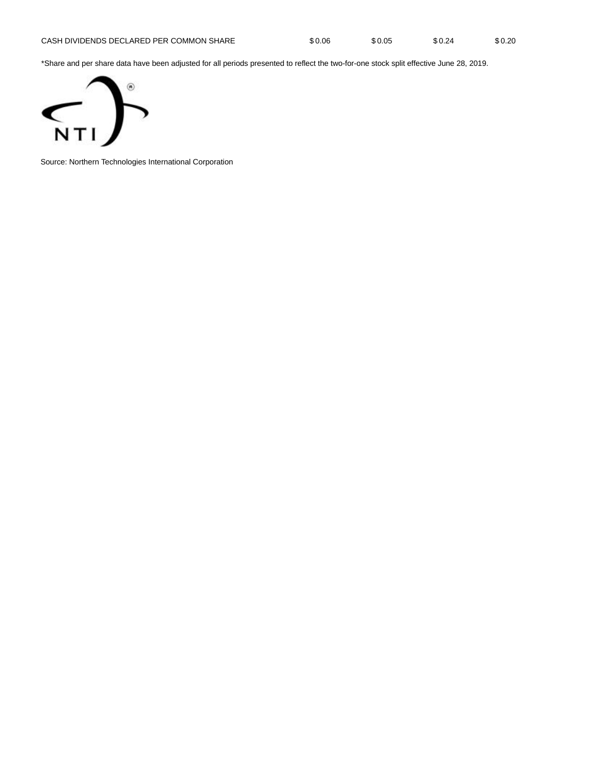| | | | | |
|---|---|---|---|---|
| CASH DIVIDENDS DECLARED PER COMMON SHARE | $ 0.06 | $ 0.05 | $ 0.24 | $ 0.20 |

*Share and per share data have been adjusted for all periods presented to reflect the two-for-one stock split effective June 28, 2019.

NTI

Source: Northern Technologies International Corporation